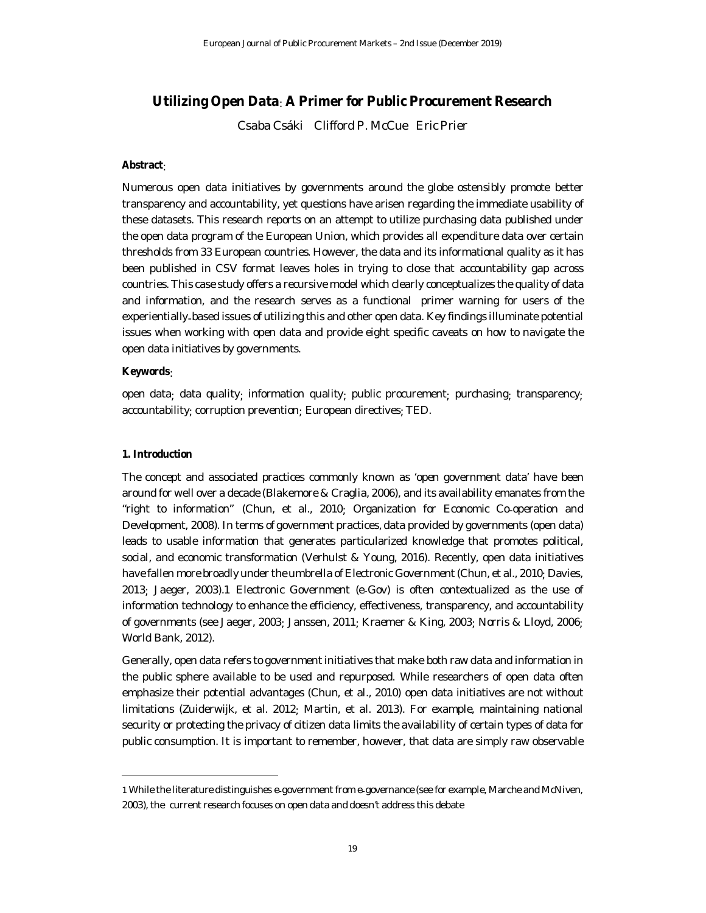# Utilizing Open Data: A Primer for Public Procurement Research

Csaba Csáki Clifford P. McCue Eric Prier

**Abstract**:

Numerous open data initiatives by governments around the globe ostensibly promote better transparency and accountability, yet questions have arisen regarding the immediate usability of these datasets. This research reports on an attempt to utilize purchasing data published under the open data program of the European Union, which provides all expenditure data over certain thresholds from 33 European countries. However, the data and its informational quality as it has been published in CSV format leaves holes in trying to close that accountability gap across countries. This case study offers a recursive model which clearly conceptualizes the quality of data and information, and the research serves as a functional primer warning for users of the experientially-based issues of utilizing this and other open data. Key findings illuminate potential issues when working with open data and provide eight specific caveats on how to navigate the open data initiatives by governments.

**Keywords**:

open data; data quality; information quality; public procurement; purchasing; transparency; accountability; corruption prevention; European directives; TED.

**1. Introduction**

The concept and associated practices commonly known as 'open government data' have been around for well over a decade (Blakemore & Craglia, 2006), and its availability emanates from the "right to information" (Chun, et al., 2010; Organization for Economic Co-operation and Development, 2008). In terms of government practices, data provided by governments (open data) leads to usable information that generates particularized knowledge that promotes political, social, and economic transformation (Verhulst & Young, 2016). Recently, open data initiatives have fallen more broadly under the umbrella of Electronic Government (Chun, et al., 2010; Davies, 2013; Jaeger, 2003).[1] Electronic Government (e-Gov) is often contextualized as the use of information technology to enhance the efficiency, effectiveness, transparency, and accountability of governments (see Jaeger, 2003; Janssen, 2011; Kraemer & King, 2003; Norris & Lloyd, 2006; World Bank, 2012).

Generally, open data refers to government initiatives that make both raw data and information in the public sphere available to be used and repurposed. While researchers of open data often emphasize their potential advantages (Chun, et al., 2010) open data initiatives are not without limitations (Zuiderwijk, et al. 2012; Martin, et al. 2013). For example, maintaining national security or protecting the privacy of citizen data limits the availability of certain types of data for public consumption. It is important to remember, however, that data are simply raw observable

---

[1] While the literature distinguishes e-government from e-governance (see for example, Marche and McNiven, 2003), the current research focuses on open data and doesn't address this debate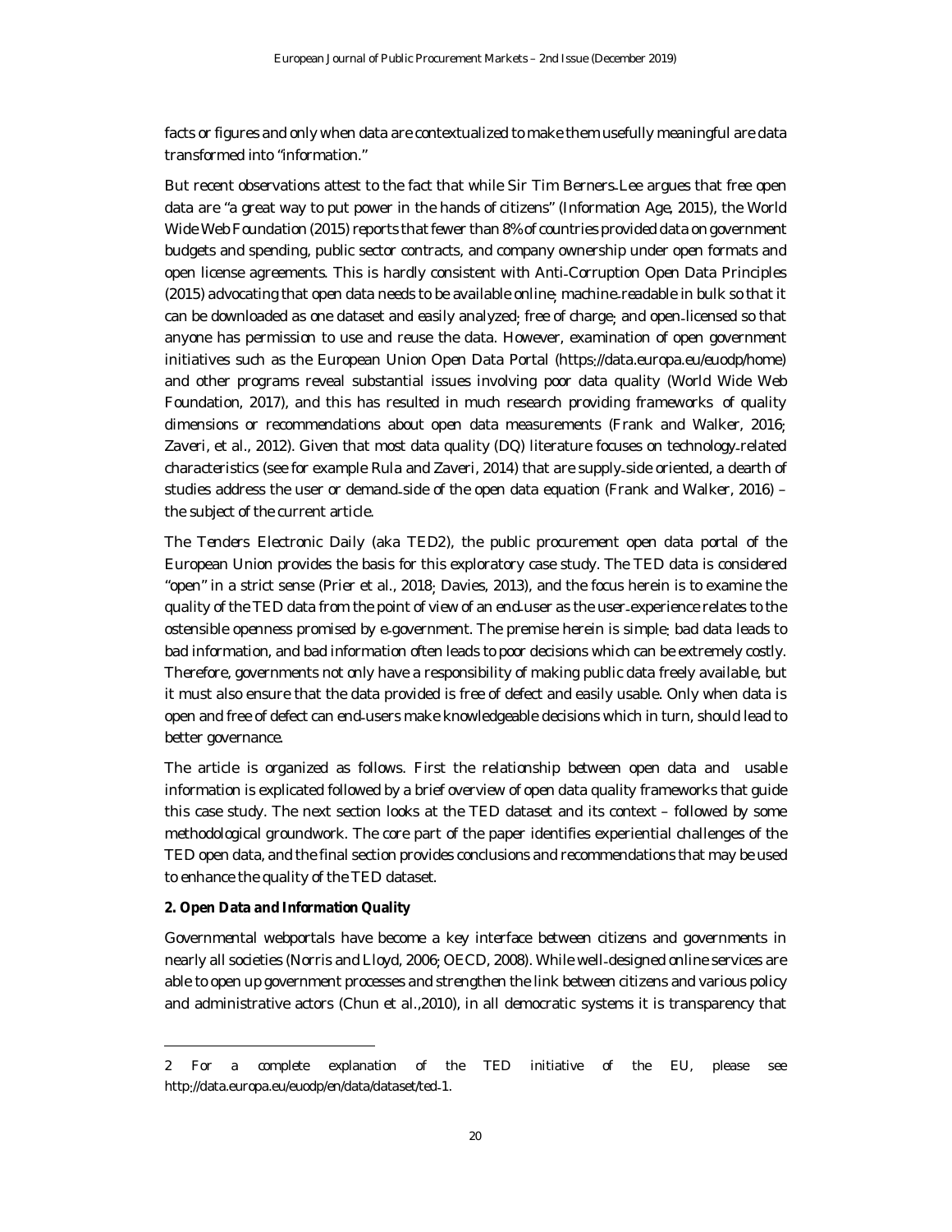facts or figures and only when data are contextualized to make them usefully meaningful are data transformed into "information."

But recent observations attest to the fact that while Sir Tim Berners-Lee argues that free open data are "a great way to put power in the hands of citizens" (Information Age, 2015), the World Wide Web Foundation (2015) reports that fewer than 8% of countries provided data on government budgets and spending, public sector contracts, and company ownership under open formats and open license agreements. This is hardly consistent with Anti-Corruption Open Data Principles (2015) advocating that open data needs to be available online, machine-readable in bulk so that it can be downloaded as one dataset and easily analyzed; free of charge; and open-licensed so that anyone has permission to use and reuse the data. However, examination of open government initiatives such as the European Union Open Data Portal (https://data.europa.eu/euodp/home) and other programs reveal substantial issues involving poor data quality (World Wide Web Foundation, 2017), and this has resulted in much research providing frameworks of quality dimensions or recommendations about open data measurements (Frank and Walker, 2016; Zaveri, et al., 2012). Given that most data quality (DQ) literature focuses on technology-related characteristics (see for example Rula and Zaveri, 2014) that are supply-side oriented, a dearth of studies address the user or demand-side of the open data equation (Frank and Walker, 2016) – the subject of the current article.

The Tenders Electronic Daily (aka TED[2]), the public procurement open data portal of the European Union provides the basis for this exploratory case study. The TED data is considered "open" in a strict sense (Prier et al., 2018; Davies, 2013), and the focus herein is to examine the quality of the TED data from the point of view of an end-user as the user-experience relates to the ostensible openness promised by e-government. The premise herein is simple: bad data leads to bad information, and bad information often leads to poor decisions which can be extremely costly. Therefore, governments not only have a responsibility of making public data freely available, but it must also ensure that the data provided is free of defect and easily usable. Only when data is open and free of defect can end-users make knowledgeable decisions which in turn, should lead to better governance.

The article is organized as follows. First the relationship between open data and usable information is explicated followed by a brief overview of open data quality frameworks that guide this case study. The next section looks at the TED dataset and its context – followed by some methodological groundwork. The core part of the paper identifies experiential challenges of the TED open data, and the final section provides conclusions and recommendations that may be used to enhance the quality of the TED dataset.

## 2. Open Data and Information Quality

Governmental webportals have become a key interface between citizens and governments in nearly all societies (Norris and Lloyd, 2006; OECD, 2008). While well-designed online services are able to open up government processes and strengthen the link between citizens and various policy and administrative actors (Chun et al.,2010), in all democratic systems it is transparency that

---

[2] For a complete explanation of the TED initiative of the EU, please see http://data.europa.eu/euodp/en/data/dataset/ted-1.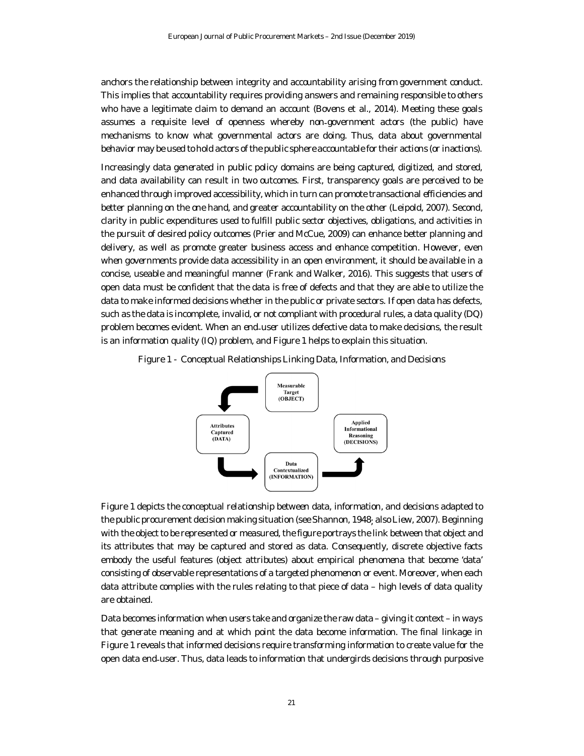anchors the relationship between integrity and accountability arising from government conduct. This implies that accountability requires providing answers and remaining responsible to others who have a legitimate claim to demand an account (Bovens et al., 2014). Meeting these goals assumes a requisite level of openness whereby non-government actors (the public) have mechanisms to know what governmental actors are doing. Thus, data about governmental behavior may be used to hold actors of the public sphere accountable for their actions (or inactions).

Increasingly data generated in public policy domains are being captured, digitized, and stored, and data availability can result in two outcomes. First, transparency goals are perceived to be enhanced through improved accessibility, which in turn can promote transactional efficiencies and better planning on the one hand, and greater accountability on the other (Leipold, 2007). Second, clarity in public expenditures used to fulfill public sector objectives, obligations, and activities in the pursuit of desired policy outcomes (Prier and McCue, 2009) can enhance better planning and delivery, as well as promote greater business access and enhance competition. However, even when governments provide data accessibility in an open environment, it should be available in a concise, useable and meaningful manner (Frank and Walker, 2016). This suggests that users of open data must be confident that the data is free of defects and that they are able to utilize the data to make informed decisions whether in the public or private sectors. If open data has defects, such as the data is incomplete, invalid, or not compliant with procedural rules, a data quality (DQ) problem becomes evident. When an end-user utilizes defective data to make decisions, the result is an information quality (IQ) problem, and Figure 1 helps to explain this situation.

Figure 1 - Conceptual Relationships Linking Data, Information, and Decisions

Figure 1 depicts the conceptual relationship between data, information, and decisions adapted to the public procurement decision making situation (see Shannon, 1948; also Liew, 2007). Beginning with the object to be represented or measured, the figure portrays the link between that object and its attributes that may be captured and stored as data. Consequently, discrete objective facts embody the useful features (object attributes) about empirical phenomena that become 'data' consisting of observable representations of a targeted phenomenon or event. Moreover, when each data attribute complies with the rules relating to that piece of data – high levels of data quality are obtained.

Data becomes information when users take and organize the raw data – giving it context – in ways that generate meaning and at which point the data become information. The final linkage in Figure 1 reveals that informed decisions require transforming information to create value for the open data end-user. Thus, data leads to information that undergirds decisions through purposive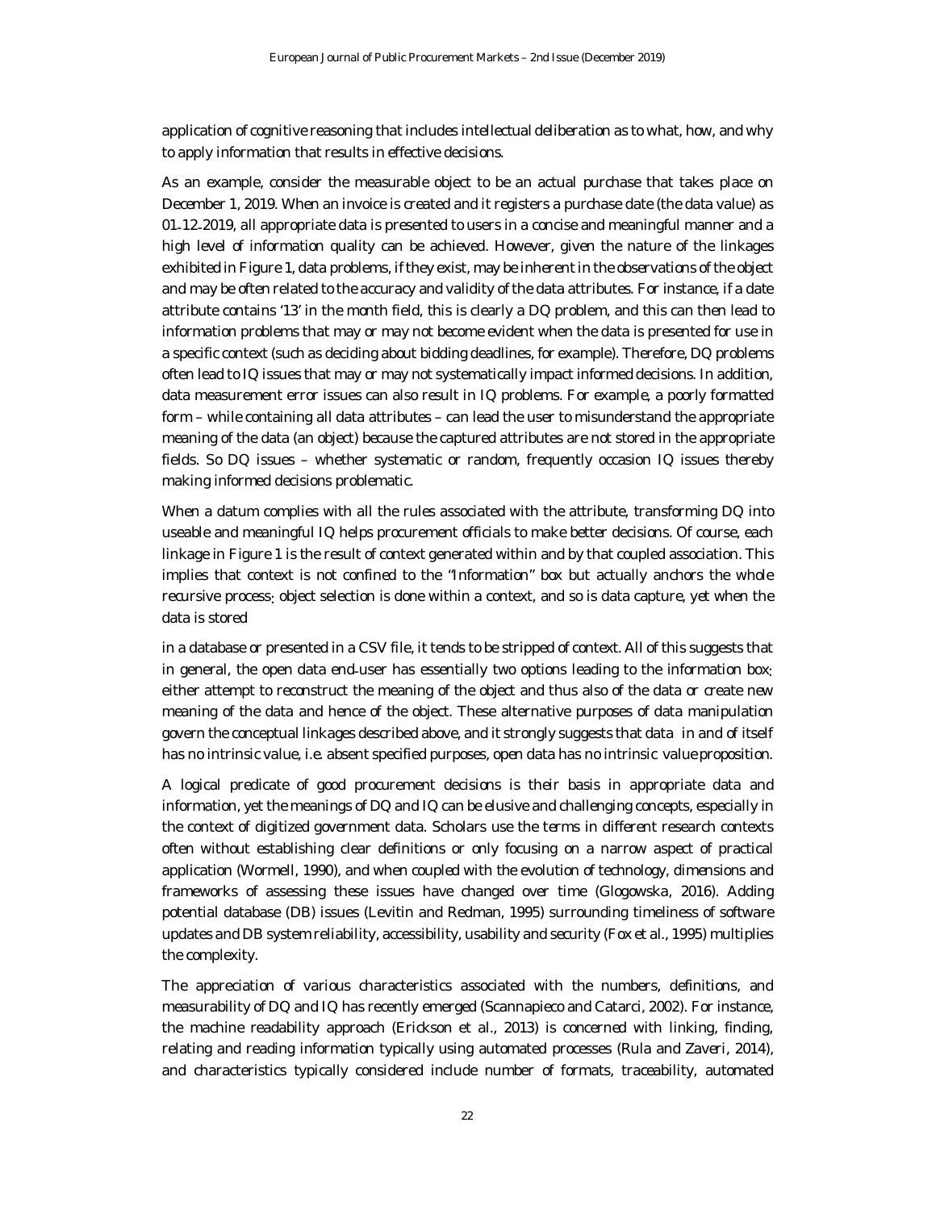application of cognitive reasoning that includes intellectual deliberation as to what, how, and why to apply information that results in effective decisions.

As an example, consider the measurable object to be an actual purchase that takes place on December 1, 2019. When an invoice is created and it registers a purchase date (the data value) as 01-12-2019, all appropriate data is presented to users in a concise and meaningful manner and a high level of information quality can be achieved. However, given the nature of the linkages exhibited in Figure 1, data problems, if they exist, may be inherent in the observations of the object and may be often related to the accuracy and validity of the data attributes. For instance, if a date attribute contains '13' in the month field, this is clearly a DQ problem, and this can then lead to information problems that may or may not become evident when the data is presented for use in a specific context (such as deciding about bidding deadlines, for example). Therefore, DQ problems often lead to IQ issues that may or may not systematically impact informed decisions. In addition, data measurement error issues can also result in IQ problems. For example, a poorly formatted form – while containing all data attributes – can lead the user to misunderstand the appropriate meaning of the data (an object) because the captured attributes are not stored in the appropriate fields. So DQ issues – whether systematic or random, frequently occasion IQ issues thereby making informed decisions problematic.

When a datum complies with all the rules associated with the attribute, transforming DQ into useable and meaningful IQ helps procurement officials to make better decisions. Of course, each linkage in Figure 1 is the result of context generated within and by that coupled association. This implies that context is not confined to the "Information" box but actually anchors the whole recursive process: object selection is done within a context, and so is data capture, yet when the data is stored

in a database or presented in a CSV file, it tends to be stripped of context. All of this suggests that in general, the open data end-user has essentially two options leading to the information box: either attempt to reconstruct the meaning of the object and thus also of the data or create new meaning of the data and hence of the object. These alternative purposes of data manipulation govern the conceptual linkages described above, and it strongly suggests that data in and of itself has no intrinsic value, i.e. absent specified purposes, open data has no intrinsic value proposition.

A logical predicate of good procurement decisions is their basis in appropriate data and information, yet the meanings of DQ and IQ can be elusive and challenging concepts, especially in the context of digitized government data. Scholars use the terms in different research contexts often without establishing clear definitions or only focusing on a narrow aspect of practical application (Wormell, 1990), and when coupled with the evolution of technology, dimensions and frameworks of assessing these issues have changed over time (Glogowska, 2016). Adding potential database (DB) issues (Levitin and Redman, 1995) surrounding timeliness of software updates and DB system reliability, accessibility, usability and security (Fox et al., 1995) multiplies the complexity.

The appreciation of various characteristics associated with the numbers, definitions, and measurability of DQ and IQ has recently emerged (Scannapieco and Catarci, 2002). For instance, the machine readability approach (Erickson et al., 2013) is concerned with linking, finding, relating and reading information typically using automated processes (Rula and Zaveri, 2014), and characteristics typically considered include number of formats, traceability, automated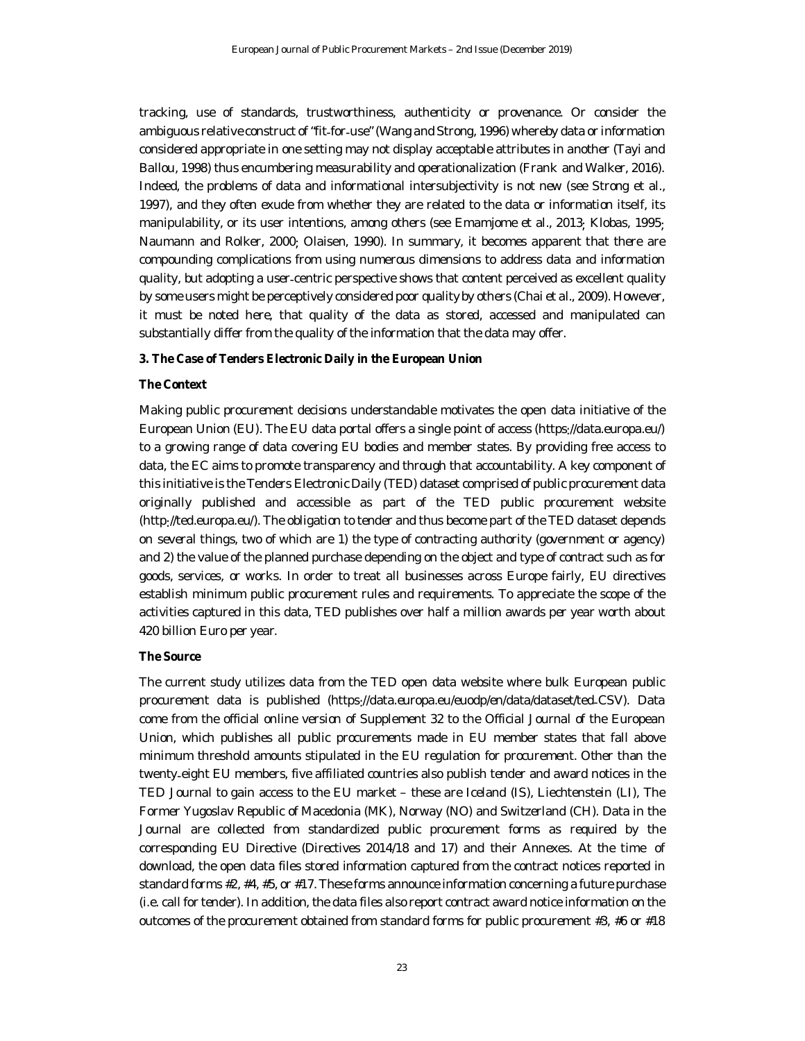tracking, use of standards, trustworthiness, authenticity or provenance. Or consider the ambiguous relative construct of "fit-for-use" (Wang and Strong, 1996) whereby data or information considered appropriate in one setting may not display acceptable attributes in another (Tayi and Ballou, 1998) thus encumbering measurability and operationalization (Frank and Walker, 2016). Indeed, the problems of data and informational intersubjectivity is not new (see Strong et al., 1997), and they often exude from whether they are related to the data or information itself, its manipulability, or its user intentions, among others (see Emamjome et al., 2013; Klobas, 1995; Naumann and Rolker, 2000; Olaisen, 1990). In summary, it becomes apparent that there are compounding complications from using numerous dimensions to address data and information quality, but adopting a user-centric perspective shows that content perceived as excellent quality by some users might be perceptively considered poor quality by others (Chai et al., 2009). However, it must be noted here, that quality of the data as stored, accessed and manipulated can substantially differ from the quality of the information that the data may offer.

## 3. The Case of Tenders Electronic Daily in the European Union

### The Context

Making public procurement decisions understandable motivates the open data initiative of the European Union (EU). The EU data portal offers a single point of access (https://data.europa.eu/) to a growing range of data covering EU bodies and member states. By providing free access to data, the EC aims to promote transparency and through that accountability. A key component of this initiative is the Tenders Electronic Daily (TED) dataset comprised of public procurement data originally published and accessible as part of the TED public procurement website (http://ted.europa.eu/). The obligation to tender and thus become part of the TED dataset depends on several things, two of which are 1) the type of contracting authority (government or agency) and 2) the value of the planned purchase depending on the object and type of contract such as for goods, services, or works. In order to treat all businesses across Europe fairly, EU directives establish minimum public procurement rules and requirements. To appreciate the scope of the activities captured in this data, TED publishes over half a million awards per year worth about 420 billion Euro per year.

### The Source

The current study utilizes data from the TED open data website where bulk European public procurement data is published (https://data.europa.eu/euodp/en/data/dataset/ted-CSV). Data come from the official online version of Supplement 32 to the Official Journal of the European Union, which publishes all public procurements made in EU member states that fall above minimum threshold amounts stipulated in the EU regulation for procurement. Other than the twenty-eight EU members, five affiliated countries also publish tender and award notices in the TED Journal to gain access to the EU market – these are Iceland (IS), Liechtenstein (LI), The Former Yugoslav Republic of Macedonia (MK), Norway (NO) and Switzerland (CH). Data in the Journal are collected from standardized public procurement forms as required by the corresponding EU Directive (Directives 2014/18 and 17) and their Annexes. At the time of download, the open data files stored information captured from the contract notices reported in standard forms #2, #4, #5, or #17. These forms announce information concerning a future purchase (i.e. call for tender). In addition, the data files also report contract award notice information on the outcomes of the procurement obtained from standard forms for public procurement #3, #6 or #18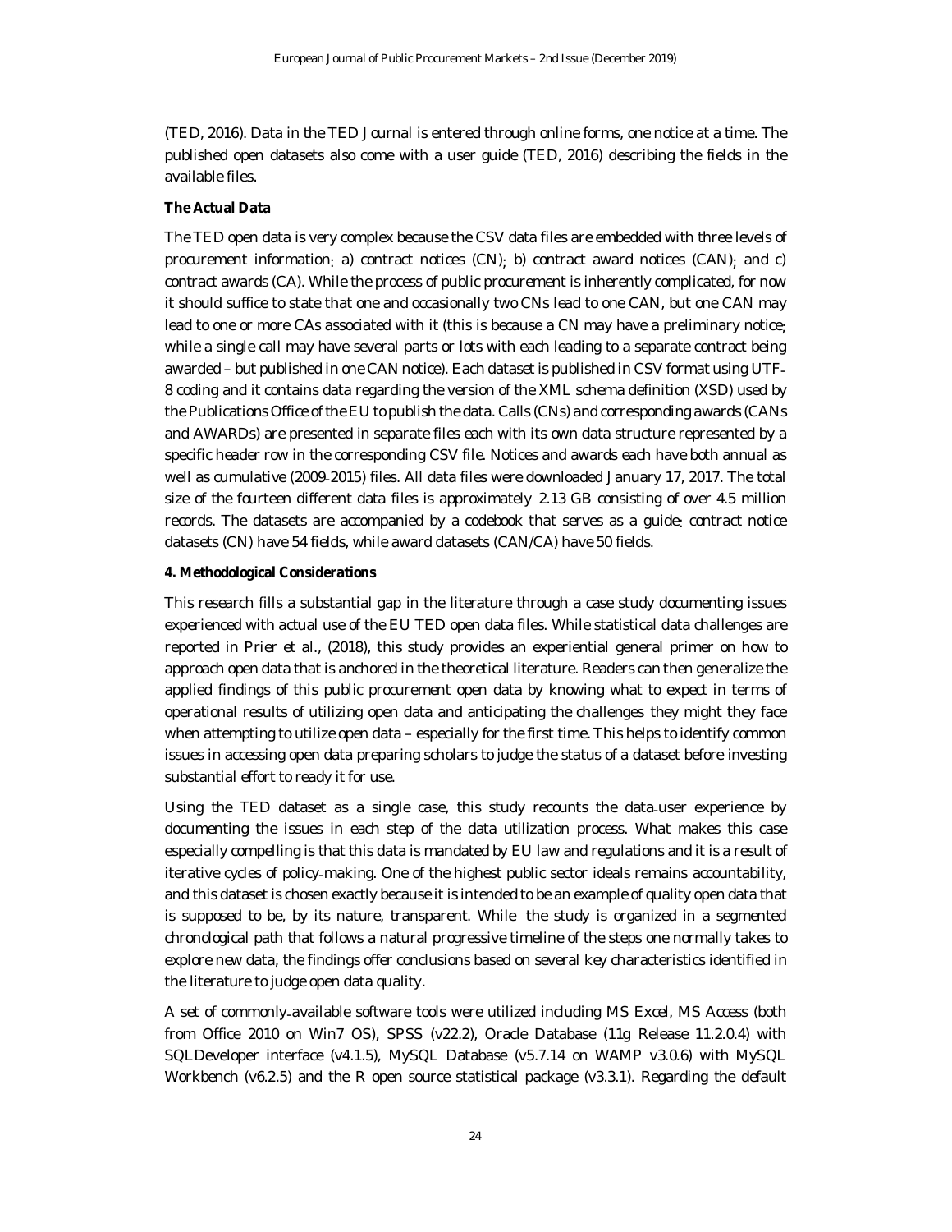(TED, 2016). Data in the TED Journal is entered through online forms, one notice at a time. The published open datasets also come with a user guide (TED, 2016) describing the fields in the available files.

**The Actual Data**

The TED open data is very complex because the CSV data files are embedded with three levels of procurement information: a) contract notices (CN); b) contract award notices (CAN); and c) contract awards (CA). While the process of public procurement is inherently complicated, for now it should suffice to state that one and occasionally two CNs lead to one CAN, but one CAN may lead to one or more CAs associated with it (this is because a CN may have a preliminary notice; while a single call may have several parts or lots with each leading to a separate contract being awarded – but published in one CAN notice). Each dataset is published in CSV format using UTF-8 coding and it contains data regarding the version of the XML schema definition (XSD) used by the Publications Office of the EU to publish the data. Calls (CNs) and corresponding awards (CANs and AWARDs) are presented in separate files each with its own data structure represented by a specific header row in the corresponding CSV file. Notices and awards each have both annual as well as cumulative (2009-2015) files. All data files were downloaded January 17, 2017. The total size of the fourteen different data files is approximately 2.13 GB consisting of over 4.5 million records. The datasets are accompanied by a codebook that serves as a guide: contract notice datasets (CN) have 54 fields, while award datasets (CAN/CA) have 50 fields.

**4. Methodological Considerations**

This research fills a substantial gap in the literature through a case study documenting issues experienced with actual use of the EU TED open data files. While statistical data challenges are reported in Prier et al., (2018), this study provides an experiential general primer on how to approach open data that is anchored in the theoretical literature. Readers can then generalize the applied findings of this public procurement open data by knowing what to expect in terms of operational results of utilizing open data and anticipating the challenges they might they face when attempting to utilize open data – especially for the first time. This helps to identify common issues in accessing open data preparing scholars to judge the status of a dataset before investing substantial effort to ready it for use.

Using the TED dataset as a single case, this study recounts the data-user experience by documenting the issues in each step of the data utilization process. What makes this case especially compelling is that this data is mandated by EU law and regulations and it is a result of iterative cycles of policy-making. One of the highest public sector ideals remains accountability, and this dataset is chosen exactly because it is intended to be an example of quality open data that is supposed to be, by its nature, transparent. While the study is organized in a segmented chronological path that follows a natural progressive timeline of the steps one normally takes to explore new data, the findings offer conclusions based on several key characteristics identified in the literature to judge open data quality.

A set of commonly-available software tools were utilized including MS Excel, MS Access (both from Office 2010 on Win7 OS), SPSS (v22.2), Oracle Database (11g Release 11.2.0.4) with SQLDeveloper interface (v4.1.5), MySQL Database (v5.7.14 on WAMP v3.0.6) with MySQL Workbench (v6.2.5) and the R open source statistical package (v3.3.1). Regarding the default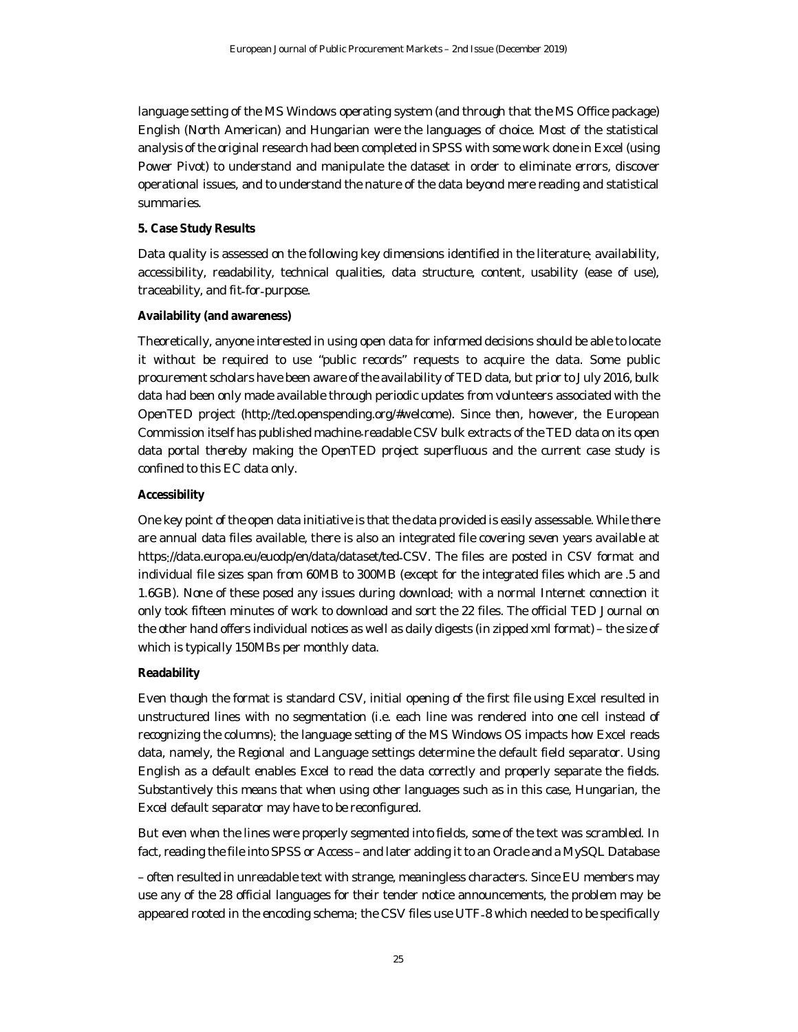language setting of the MS Windows operating system (and through that the MS Office package) English (North American) and Hungarian were the languages of choice. Most of the statistical analysis of the original research had been completed in SPSS with some work done in Excel (using Power Pivot) to understand and manipulate the dataset in order to eliminate errors, discover operational issues, and to understand the nature of the data beyond mere reading and statistical summaries.

## 5. Case Study Results

Data quality is assessed on the following key dimensions identified in the literature: availability, accessibility, readability, technical qualities, data structure, content, usability (ease of use), traceability, and fit-for-purpose.

### Availability (and awareness)

Theoretically, anyone interested in using open data for informed decisions should be able to locate it without be required to use "public records" requests to acquire the data. Some public procurement scholars have been aware of the availability of TED data, but prior to July 2016, bulk data had been only made available through periodic updates from volunteers associated with the OpenTED project (http://ted.openspending.org/#welcome). Since then, however, the European Commission itself has published machine-readable CSV bulk extracts of the TED data on its open data portal thereby making the OpenTED project superfluous and the current case study is confined to this EC data only.

### Accessibility

One key point of the open data initiative is that the data provided is easily assessable. While there are annual data files available, there is also an integrated file covering seven years available at https://data.europa.eu/euodp/en/data/dataset/ted-CSV. The files are posted in CSV format and individual file sizes span from 60MB to 300MB (except for the integrated files which are .5 and 1.6GB). None of these posed any issues during download: with a normal Internet connection it only took fifteen minutes of work to download and sort the 22 files. The official TED Journal on the other hand offers individual notices as well as daily digests (in zipped xml format) – the size of which is typically 150MBs per monthly data.

### Readability

Even though the format is standard CSV, initial opening of the first file using Excel resulted in unstructured lines with no segmentation (i.e. each line was rendered into one cell instead of recognizing the columns): the language setting of the MS Windows OS impacts how Excel reads data, namely, the Regional and Language settings determine the default field separator. Using English as a default enables Excel to read the data correctly and properly separate the fields. Substantively this means that when using other languages such as in this case, Hungarian, the Excel default separator may have to be reconfigured.

But even when the lines were properly segmented into fields, some of the text was scrambled. In fact, reading the file into SPSS or Access – and later adding it to an Oracle and a MySQL Database – often resulted in unreadable text with strange, meaningless characters. Since EU members may use any of the 28 official languages for their tender notice announcements, the problem may be appeared rooted in the encoding schema: the CSV files use UTF-8 which needed to be specifically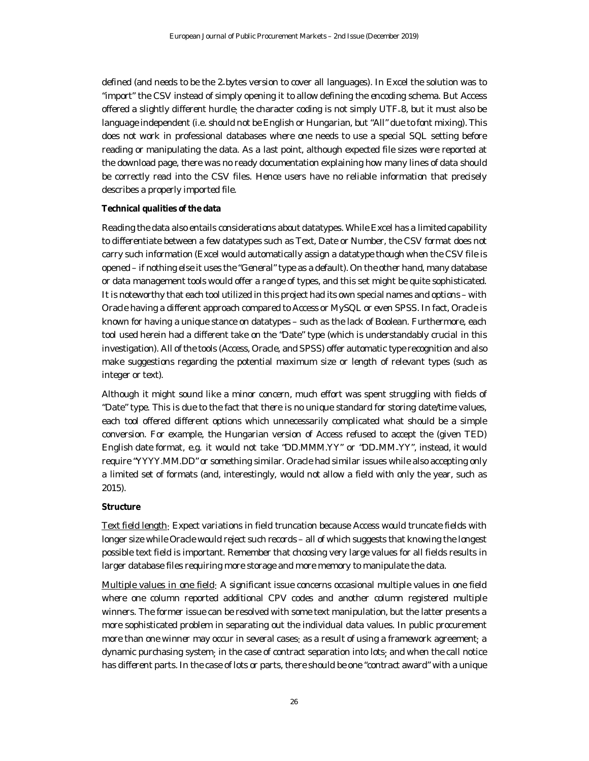defined (and needs to be the 2-bytes version to cover all languages). In Excel the solution was to "import" the CSV instead of simply opening it to allow defining the encoding schema. But Access offered a slightly different hurdle: the character coding is not simply UTF-8, but it must also be language independent (i.e. should not be English or Hungarian, but "All" due to font mixing). This does not work in professional databases where one needs to use a special SQL setting before reading or manipulating the data. As a last point, although expected file sizes were reported at the download page, there was no ready documentation explaining how many lines of data should be correctly read into the CSV files. Hence users have no reliable information that precisely describes a properly imported file.

**Technical qualities of the data**

Reading the data also entails considerations about datatypes. While Excel has a limited capability to differentiate between a few datatypes such as Text, Date or Number, the CSV format does not carry such information (Excel would automatically assign a datatype though when the CSV file is opened – if nothing else it uses the "General" type as a default). On the other hand, many database or data management tools would offer a range of types, and this set might be quite sophisticated. It is noteworthy that each tool utilized in this project had its own special names and options – with Oracle having a different approach compared to Access or MySQL or even SPSS. In fact, Oracle is known for having a unique stance on datatypes – such as the lack of Boolean. Furthermore, each tool used herein had a different take on the "Date" type (which is understandably crucial in this investigation). All of the tools (Access, Oracle, and SPSS) offer automatic type recognition and also make suggestions regarding the potential maximum size or length of relevant types (such as integer or text).

Although it might sound like a minor concern, much effort was spent struggling with fields of "Date" type. This is due to the fact that there is no unique standard for storing date/time values, each tool offered different options which unnecessarily complicated what should be a simple conversion. For example, the Hungarian version of Access refused to accept the (given TED) English date format, e.g. it would not take "DD.MMM.YY" or "DD-MM-YY", instead, it would require "YYYY.MM.DD" or something similar. Oracle had similar issues while also accepting only a limited set of formats (and, interestingly, would not allow a field with only the year, such as 2015).

**Structure**

Text field length: Expect variations in field truncation because Access would truncate fields with longer size while Oracle would reject such records – all of which suggests that knowing the longest possible text field is important. Remember that choosing very large values for all fields results in larger database files requiring more storage and more memory to manipulate the data.

Multiple values in one field: A significant issue concerns occasional multiple values in one field where one column reported additional CPV codes and another column registered multiple winners. The former issue can be resolved with some text manipulation, but the latter presents a more sophisticated problem in separating out the individual data values. In public procurement more than one winner may occur in several cases: as a result of using a framework agreement; a dynamic purchasing system; in the case of contract separation into lots; and when the call notice has different parts. In the case of lots or parts, there should be one "contract award" with a unique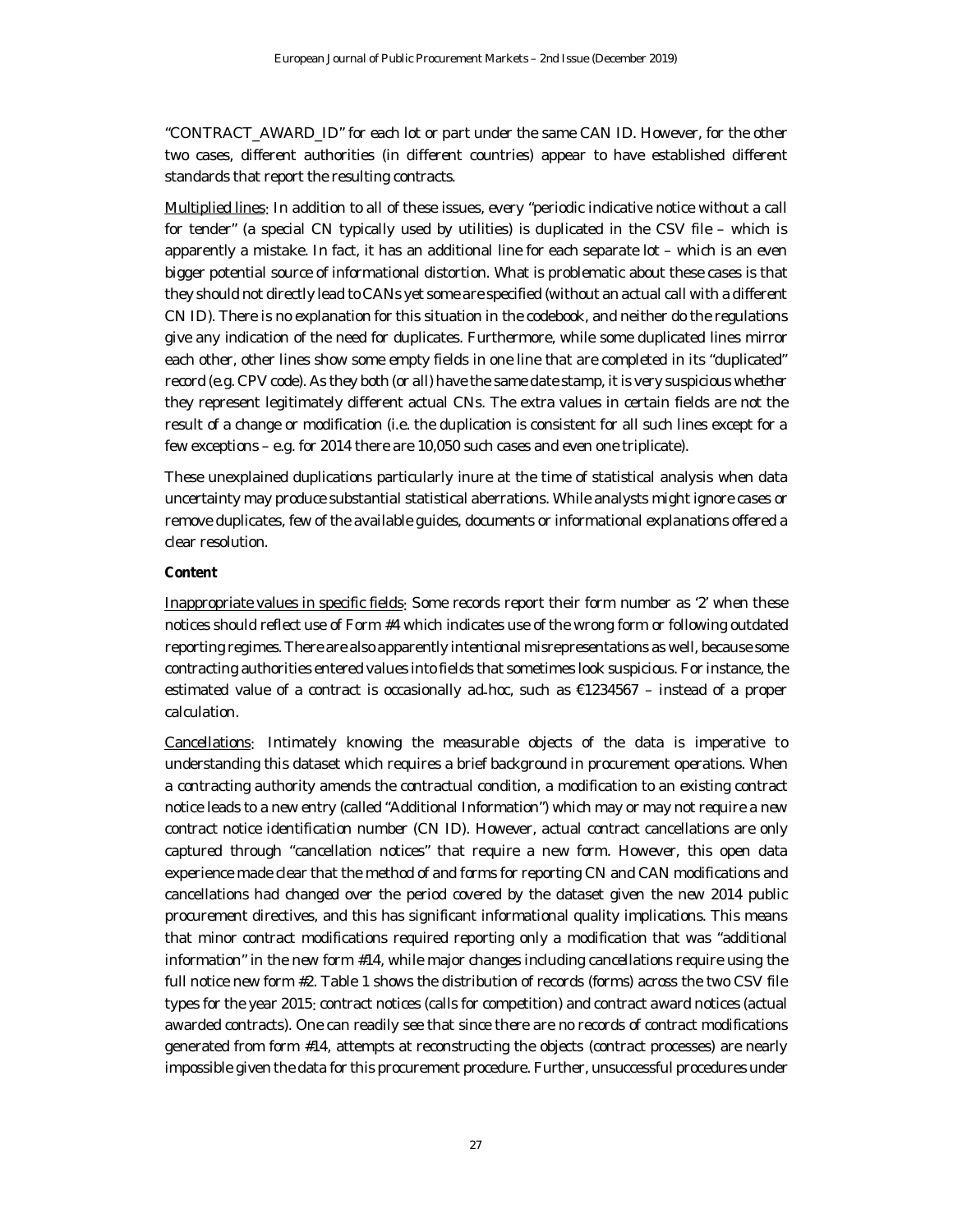"CONTRACT_AWARD_ID" for each lot or part under the same CAN ID. However, for the other two cases, different authorities (in different countries) appear to have established different standards that report the resulting contracts.

Multiplied lines: In addition to all of these issues, every "periodic indicative notice without a call for tender" (a special CN typically used by utilities) is duplicated in the CSV file – which is apparently a mistake. In fact, it has an additional line for each separate lot – which is an even bigger potential source of informational distortion. What is problematic about these cases is that they should not directly lead to CANs yet some are specified (without an actual call with a different CN ID). There is no explanation for this situation in the codebook, and neither do the regulations give any indication of the need for duplicates. Furthermore, while some duplicated lines mirror each other, other lines show some empty fields in one line that are completed in its "duplicated" record (e.g. CPV code). As they both (or all) have the same date stamp, it is very suspicious whether they represent legitimately different actual CNs. The extra values in certain fields are not the result of a change or modification (i.e. the duplication is consistent for all such lines except for a few exceptions – e.g. for 2014 there are 10,050 such cases and even one triplicate).

These unexplained duplications particularly inure at the time of statistical analysis when data uncertainty may produce substantial statistical aberrations. While analysts might ignore cases or remove duplicates, few of the available guides, documents or informational explanations offered a clear resolution.

**Content**

Inappropriate values in specific fields: Some records report their form number as '2' when these notices should reflect use of Form #4 which indicates use of the wrong form or following outdated reporting regimes. There are also apparently intentional misrepresentations as well, because some contracting authorities entered values into fields that sometimes look suspicious. For instance, the estimated value of a contract is occasionally ad-hoc, such as €1234567 – instead of a proper calculation.

Cancellations: Intimately knowing the measurable objects of the data is imperative to understanding this dataset which requires a brief background in procurement operations. When a contracting authority amends the contractual condition, a modification to an existing contract notice leads to a new entry (called "Additional Information") which may or may not require a new contract notice identification number (CN ID). However, actual contract cancellations are only captured through "cancellation notices" that require a new form. However, this open data experience made clear that the method of and forms for reporting CN and CAN modifications and cancellations had changed over the period covered by the dataset given the new 2014 public procurement directives, and this has significant informational quality implications. This means that minor contract modifications required reporting only a modification that was "additional information" in the new form #14, while major changes including cancellations require using the full notice new form #2. Table 1 shows the distribution of records (forms) across the two CSV file types for the year 2015: contract notices (calls for competition) and contract award notices (actual awarded contracts). One can readily see that since there are no records of contract modifications generated from form #14, attempts at reconstructing the objects (contract processes) are nearly impossible given the data for this procurement procedure. Further, unsuccessful procedures under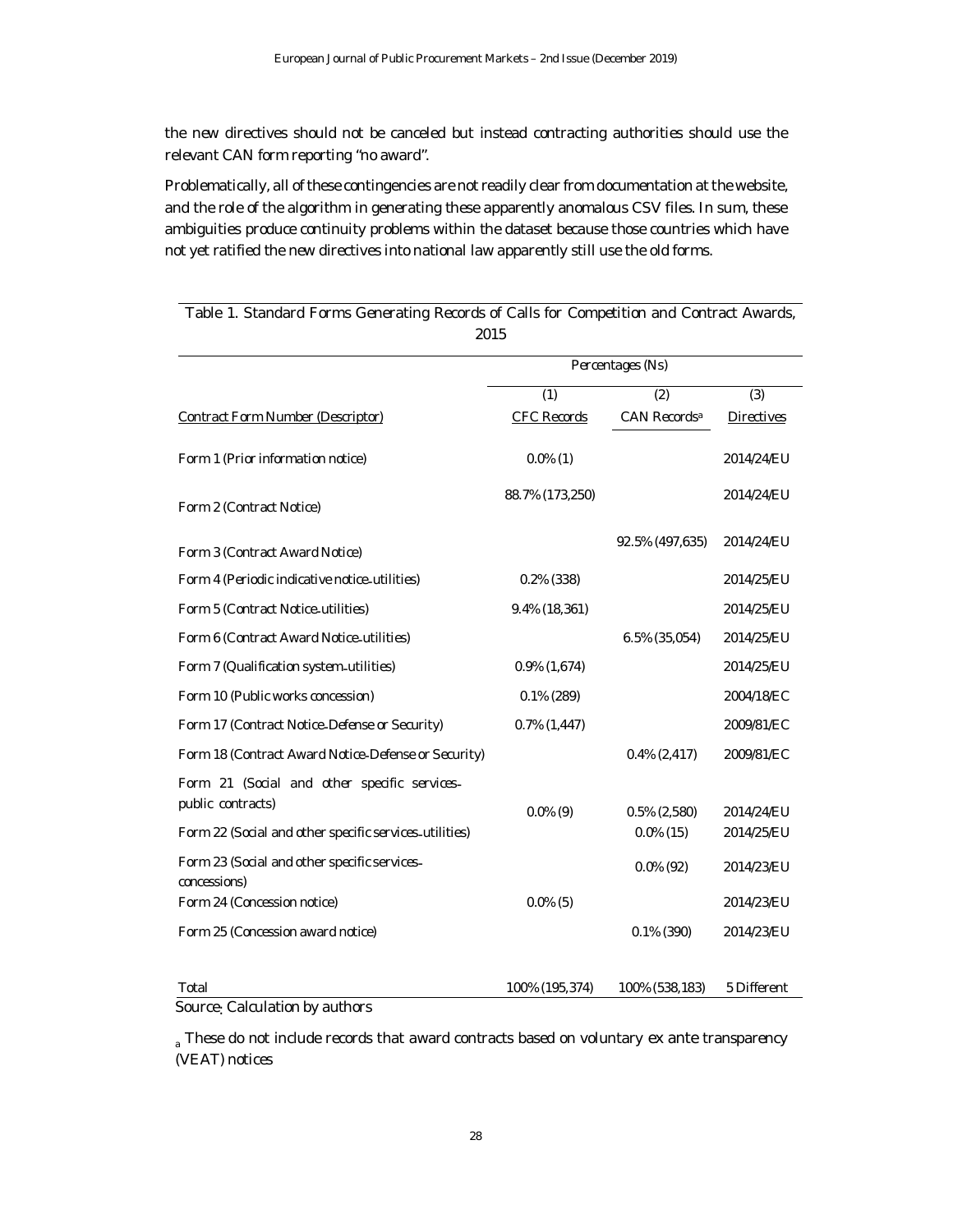the new directives should not be canceled but instead contracting authorities should use the relevant CAN form reporting "no award".

Problematically, all of these contingencies are not readily clear from documentation at the website, and the role of the algorithm in generating these apparently anomalous CSV files. In sum, these ambiguities produce continuity problems within the dataset because those countries which have not yet ratified the new directives into national law apparently still use the old forms.

Table 1. Standard Forms Generating Records of Calls for Competition and Contract Awards, 2015

| | Percentages (Ns) | | |
|---|---|---|---|
| | (1) | (2) | (3) |
| Contract Form Number (Descriptor) | CFC Records | CAN Records[a] | Directives |
| Form 1 (Prior information notice) | 0.0% (1) | | 2014/24/EU |
| Form 2 (Contract Notice) | 88.7% (173,250) | | 2014/24/EU |
| Form 3 (Contract Award Notice) | | 92.5% (497,635) | 2014/24/EU |
| Form 4 (Periodic indicative notice-utilities) | 0.2% (338) | | 2014/25/EU |
| Form 5 (Contract Notice-utilities) | 9.4% (18,361) | | 2014/25/EU |
| Form 6 (Contract Award Notice-utilities) | | 6.5% (35,054) | 2014/25/EU |
| Form 7 (Qualification system-utilities) | 0.9% (1,674) | | 2014/25/EU |
| Form 10 (Public works concession) | 0.1% (289) | | 2004/18/EC |
| Form 17 (Contract Notice-Defense or Security) | 0.7% (1,447) | | 2009/81/EC |
| Form 18 (Contract Award Notice-Defense or Security) | | 0.4% (2,417) | 2009/81/EC |
| Form 21 (Social and other specific services-public contracts) | 0.0% (9) | 0.5% (2,580) | 2014/24/EU |
| Form 22 (Social and other specific services-utilities) | | 0.0% (15) | 2014/25/EU |
| Form 23 (Social and other specific services-concessions) | | 0.0% (92) | 2014/23/EU |
| Form 24 (Concession notice) | 0.0% (5) | | 2014/23/EU |
| Form 25 (Concession award notice) | | 0.1% (390) | 2014/23/EU |
| Total | 100% (195,374) | 100% (538,183) | 5 Different |

Source: Calculation by authors

[a] These do not include records that award contracts based on voluntary ex ante transparency (VEAT) notices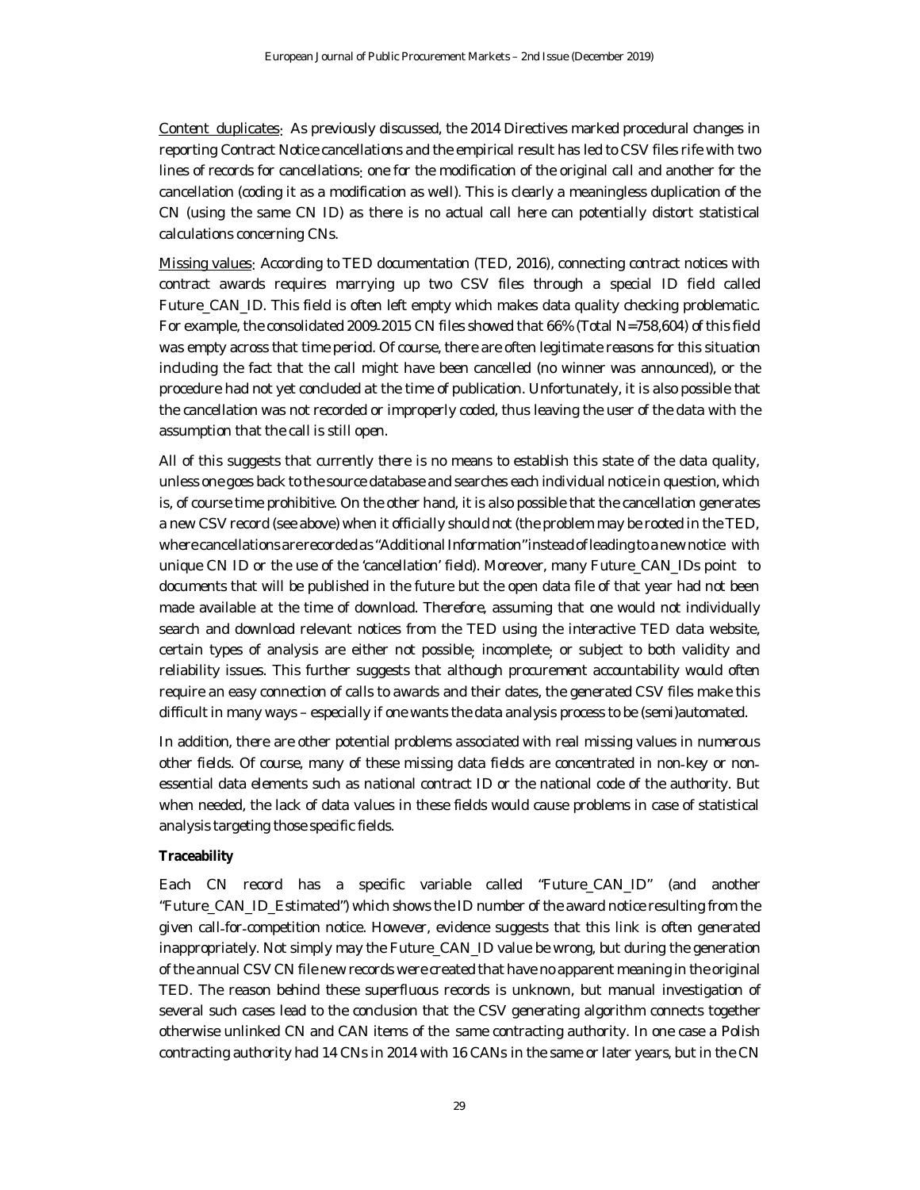Content duplicates: As previously discussed, the 2014 Directives marked procedural changes in reporting Contract Notice cancellations and the empirical result has led to CSV files rife with two lines of records for cancellations: one for the modification of the original call and another for the cancellation (coding it as a modification as well). This is clearly a meaningless duplication of the CN (using the same CN ID) as there is no actual call here can potentially distort statistical calculations concerning CNs.

Missing values: According to TED documentation (TED, 2016), connecting contract notices with contract awards requires marrying up two CSV files through a special ID field called Future_CAN_ID. This field is often left empty which makes data quality checking problematic. For example, the consolidated 2009-2015 CN files showed that 66% (Total N=758,604) of this field was empty across that time period. Of course, there are often legitimate reasons for this situation including the fact that the call might have been cancelled (no winner was announced), or the procedure had not yet concluded at the time of publication. Unfortunately, it is also possible that the cancellation was not recorded or improperly coded, thus leaving the user of the data with the assumption that the call is still open.

All of this suggests that currently there is no means to establish this state of the data quality, unless one goes back to the source database and searches each individual notice in question, which is, of course time prohibitive. On the other hand, it is also possible that the cancellation generates a new CSV record (see above) when it officially should not (the problem may be rooted in the TED, where cancellations are recorded as "Additional Information" instead of leading to a new notice with unique CN ID or the use of the 'cancellation' field). Moreover, many Future_CAN_IDs point to documents that will be published in the future but the open data file of that year had not been made available at the time of download. Therefore, assuming that one would not individually search and download relevant notices from the TED using the interactive TED data website, certain types of analysis are either not possible; incomplete; or subject to both validity and reliability issues. This further suggests that although procurement accountability would often require an easy connection of calls to awards and their dates, the generated CSV files make this difficult in many ways – especially if one wants the data analysis process to be (semi)automated.

In addition, there are other potential problems associated with real missing values in numerous other fields. Of course, many of these missing data fields are concentrated in non-key or non-essential data elements such as national contract ID or the national code of the authority. But when needed, the lack of data values in these fields would cause problems in case of statistical analysis targeting those specific fields.

**Traceability**

Each CN record has a specific variable called "Future_CAN_ID" (and another "Future_CAN_ID_Estimated") which shows the ID number of the award notice resulting from the given call-for-competition notice. However, evidence suggests that this link is often generated inappropriately. Not simply may the Future_CAN_ID value be wrong, but during the generation of the annual CSV CN file new records were created that have no apparent meaning in the original TED. The reason behind these superfluous records is unknown, but manual investigation of several such cases lead to the conclusion that the CSV generating algorithm connects together otherwise unlinked CN and CAN items of the same contracting authority. In one case a Polish contracting authority had 14 CNs in 2014 with 16 CANs in the same or later years, but in the CN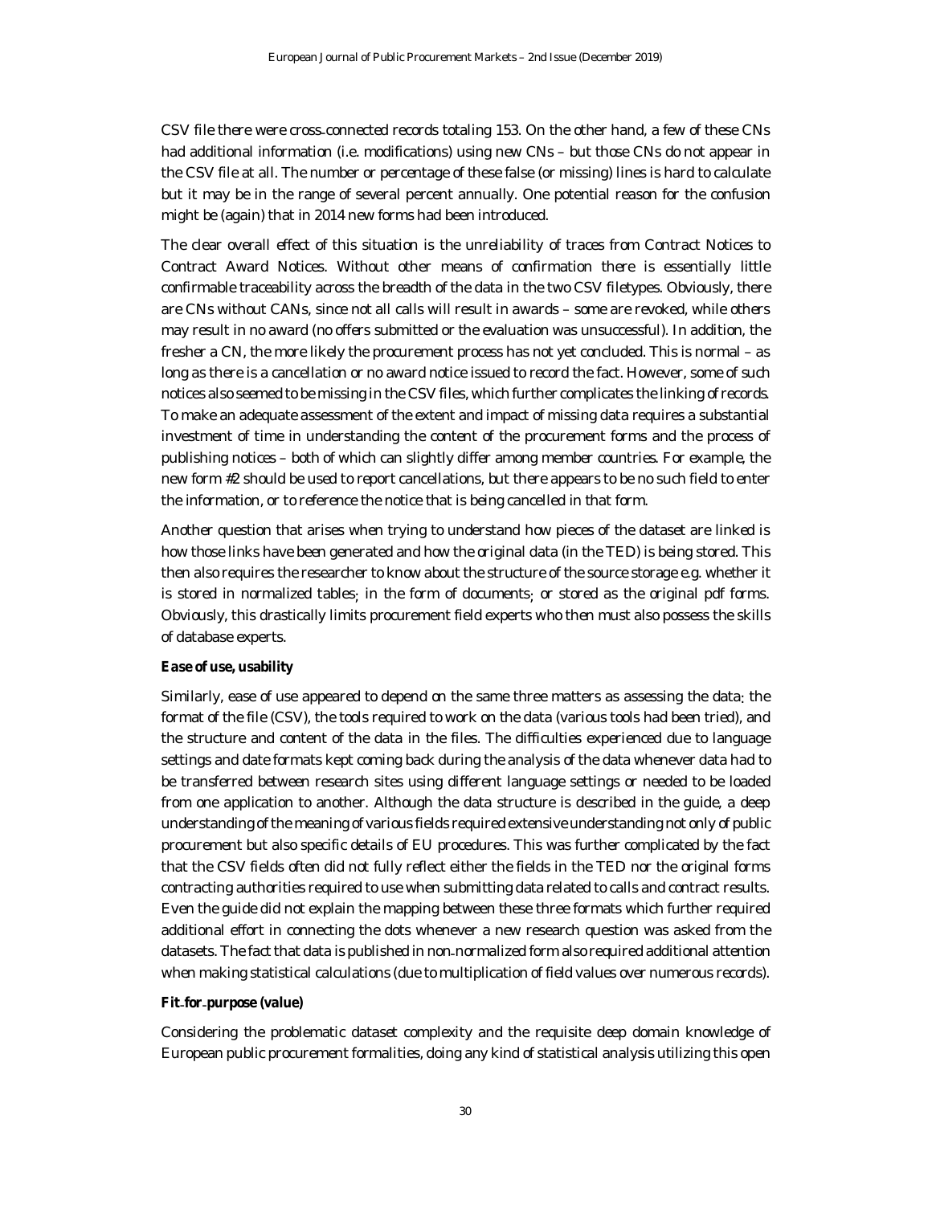CSV file there were cross-connected records totaling 153. On the other hand, a few of these CNs had additional information (i.e. modifications) using new CNs – but those CNs do not appear in the CSV file at all. The number or percentage of these false (or missing) lines is hard to calculate but it may be in the range of several percent annually. One potential reason for the confusion might be (again) that in 2014 new forms had been introduced.

The clear overall effect of this situation is the unreliability of traces from Contract Notices to Contract Award Notices. Without other means of confirmation there is essentially little confirmable traceability across the breadth of the data in the two CSV filetypes. Obviously, there are CNs without CANs, since not all calls will result in awards – some are revoked, while others may result in no award (no offers submitted or the evaluation was unsuccessful). In addition, the fresher a CN, the more likely the procurement process has not yet concluded. This is normal – as long as there is a cancellation or no award notice issued to record the fact. However, some of such notices also seemed to be missing in the CSV files, which further complicates the linking of records. To make an adequate assessment of the extent and impact of missing data requires a substantial investment of time in understanding the content of the procurement forms and the process of publishing notices – both of which can slightly differ among member countries. For example, the new form #2 should be used to report cancellations, but there appears to be no such field to enter the information, or to reference the notice that is being cancelled in that form.

Another question that arises when trying to understand how pieces of the dataset are linked is how those links have been generated and how the original data (in the TED) is being stored. This then also requires the researcher to know about the structure of the source storage e.g. whether it is stored in normalized tables; in the form of documents; or stored as the original pdf forms. Obviously, this drastically limits procurement field experts who then must also possess the skills of database experts.

**Ease of use, usability**

Similarly, ease of use appeared to depend on the same three matters as assessing the data: the format of the file (CSV), the tools required to work on the data (various tools had been tried), and the structure and content of the data in the files. The difficulties experienced due to language settings and date formats kept coming back during the analysis of the data whenever data had to be transferred between research sites using different language settings or needed to be loaded from one application to another. Although the data structure is described in the guide, a deep understanding of the meaning of various fields required extensive understanding not only of public procurement but also specific details of EU procedures. This was further complicated by the fact that the CSV fields often did not fully reflect either the fields in the TED nor the original forms contracting authorities required to use when submitting data related to calls and contract results. Even the guide did not explain the mapping between these three formats which further required additional effort in connecting the dots whenever a new research question was asked from the datasets. The fact that data is published in non-normalized form also required additional attention when making statistical calculations (due to multiplication of field values over numerous records).

**Fit-for-purpose (value)**

Considering the problematic dataset complexity and the requisite deep domain knowledge of European public procurement formalities, doing any kind of statistical analysis utilizing this open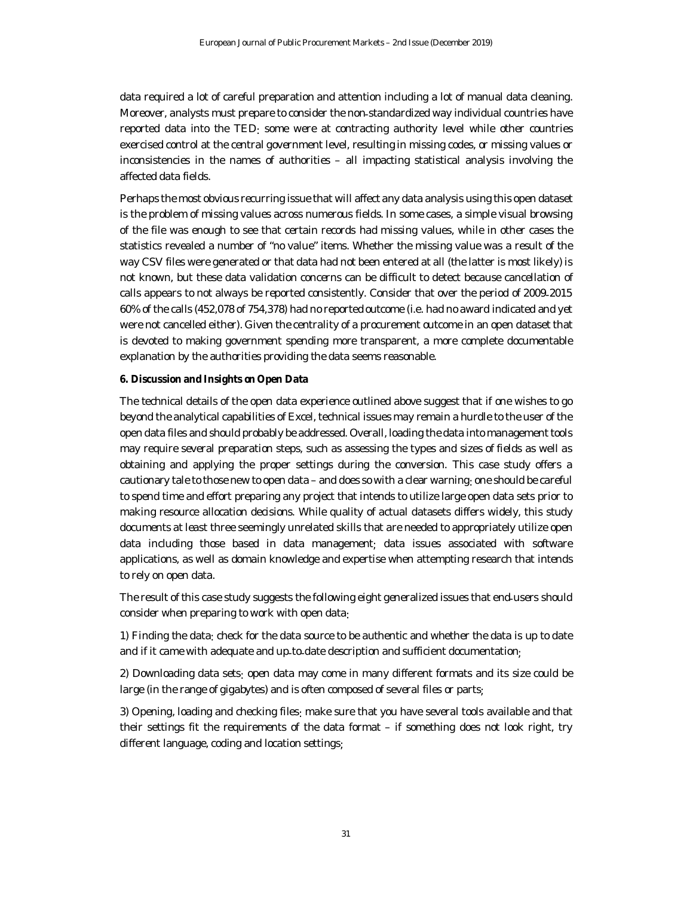data required a lot of careful preparation and attention including a lot of manual data cleaning. Moreover, analysts must prepare to consider the non-standardized way individual countries have reported data into the TED: some were at contracting authority level while other countries exercised control at the central government level, resulting in missing codes, or missing values or inconsistencies in the names of authorities – all impacting statistical analysis involving the affected data fields.

Perhaps the most obvious recurring issue that will affect any data analysis using this open dataset is the problem of missing values across numerous fields. In some cases, a simple visual browsing of the file was enough to see that certain records had missing values, while in other cases the statistics revealed a number of "no value" items. Whether the missing value was a result of the way CSV files were generated or that data had not been entered at all (the latter is most likely) is not known, but these data validation concerns can be difficult to detect because cancellation of calls appears to not always be reported consistently. Consider that over the period of 2009-2015 60% of the calls (452,078 of 754,378) had no reported outcome (i.e. had no award indicated and yet were not cancelled either). Given the centrality of a procurement outcome in an open dataset that is devoted to making government spending more transparent, a more complete documentable explanation by the authorities providing the data seems reasonable.

**6. Discussion and Insights on Open Data**

The technical details of the open data experience outlined above suggest that if one wishes to go beyond the analytical capabilities of Excel, technical issues may remain a hurdle to the user of the open data files and should probably be addressed. Overall, loading the data into management tools may require several preparation steps, such as assessing the types and sizes of fields as well as obtaining and applying the proper settings during the conversion. This case study offers a cautionary tale to those new to open data – and does so with a clear warning: one should be careful to spend time and effort preparing any project that intends to utilize large open data sets prior to making resource allocation decisions. While quality of actual datasets differs widely, this study documents at least three seemingly unrelated skills that are needed to appropriately utilize open data including those based in data management; data issues associated with software applications, as well as domain knowledge and expertise when attempting research that intends to rely on open data.

The result of this case study suggests the following eight generalized issues that end-users should consider when preparing to work with open data:

1) Finding the data: check for the data source to be authentic and whether the data is up to date and if it came with adequate and up-to-date description and sufficient documentation;

2) Downloading data sets: open data may come in many different formats and its size could be large (in the range of gigabytes) and is often composed of several files or parts;

3) Opening, loading and checking files: make sure that you have several tools available and that their settings fit the requirements of the data format – if something does not look right, try different language, coding and location settings;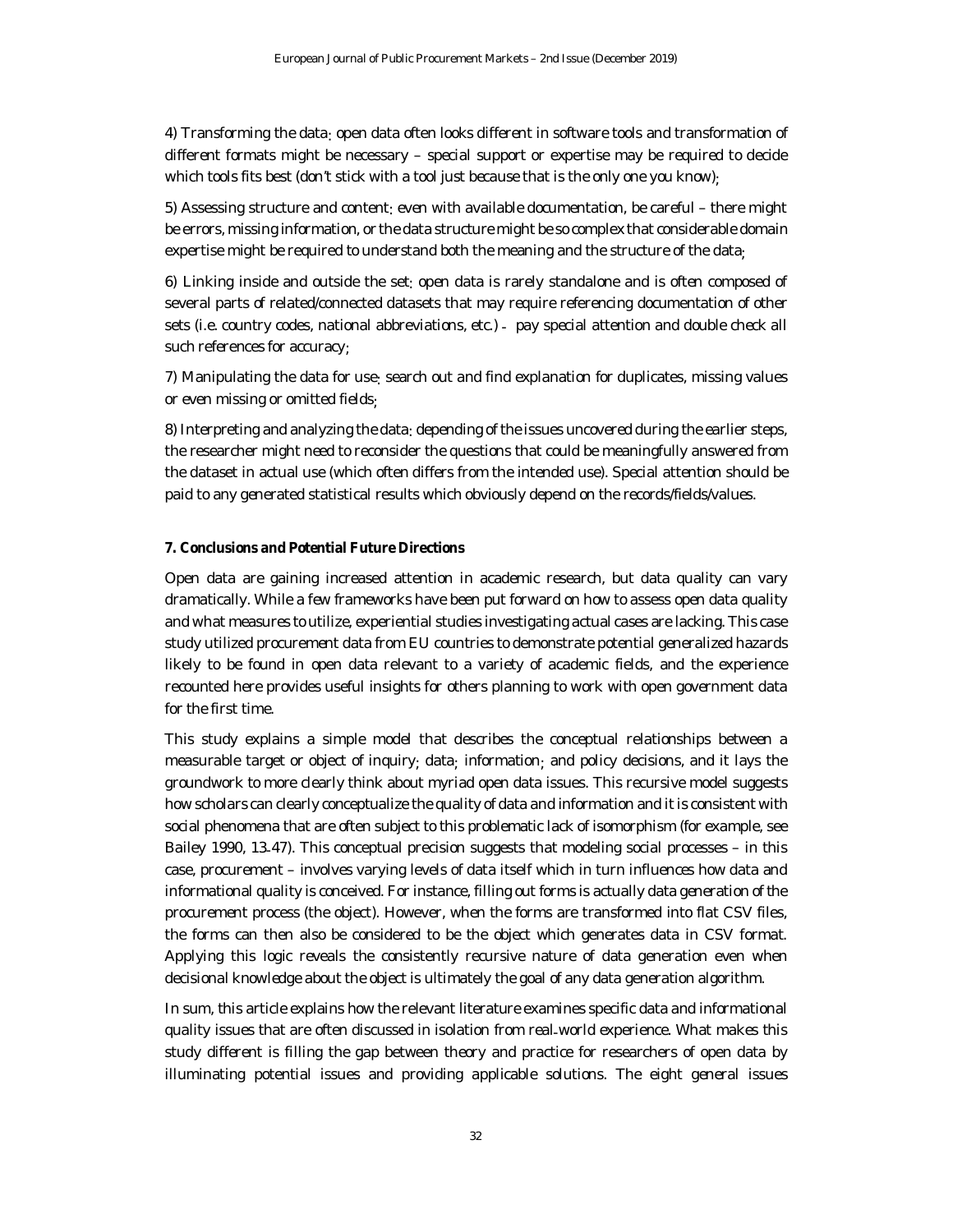4) Transforming the data: open data often looks different in software tools and transformation of different formats might be necessary – special support or expertise may be required to decide which tools fits best (don't stick with a tool just because that is the only one you know);

5) Assessing structure and content: even with available documentation, be careful – there might be errors, missing information, or the data structure might be so complex that considerable domain expertise might be required to understand both the meaning and the structure of the data;

6) Linking inside and outside the set: open data is rarely standalone and is often composed of several parts of related/connected datasets that may require referencing documentation of other sets (i.e. country codes, national abbreviations, etc.) - pay special attention and double check all such references for accuracy;

7) Manipulating the data for use: search out and find explanation for duplicates, missing values or even missing or omitted fields;

8) Interpreting and analyzing the data: depending of the issues uncovered during the earlier steps, the researcher might need to reconsider the questions that could be meaningfully answered from the dataset in actual use (which often differs from the intended use). Special attention should be paid to any generated statistical results which obviously depend on the records/fields/values.

**7. Conclusions and Potential Future Directions**

Open data are gaining increased attention in academic research, but data quality can vary dramatically. While a few frameworks have been put forward on how to assess open data quality and what measures to utilize, experiential studies investigating actual cases are lacking. This case study utilized procurement data from EU countries to demonstrate potential generalized hazards likely to be found in open data relevant to a variety of academic fields, and the experience recounted here provides useful insights for others planning to work with open government data for the first time.

This study explains a simple model that describes the conceptual relationships between a measurable target or object of inquiry; data; information; and policy decisions, and it lays the groundwork to more clearly think about myriad open data issues. This recursive model suggests how scholars can clearly conceptualize the quality of data and information and it is consistent with social phenomena that are often subject to this problematic lack of isomorphism (for example, see Bailey 1990, 13-47). This conceptual precision suggests that modeling social processes – in this case, procurement – involves varying levels of data itself which in turn influences how data and informational quality is conceived. For instance, filling out forms is actually data generation of the procurement process (the object). However, when the forms are transformed into flat CSV files, the forms can then also be considered to be the object which generates data in CSV format. Applying this logic reveals the consistently recursive nature of data generation even when decisional knowledge about the object is ultimately the goal of any data generation algorithm.

In sum, this article explains how the relevant literature examines specific data and informational quality issues that are often discussed in isolation from real-world experience. What makes this study different is filling the gap between theory and practice for researchers of open data by illuminating potential issues and providing applicable solutions. The eight general issues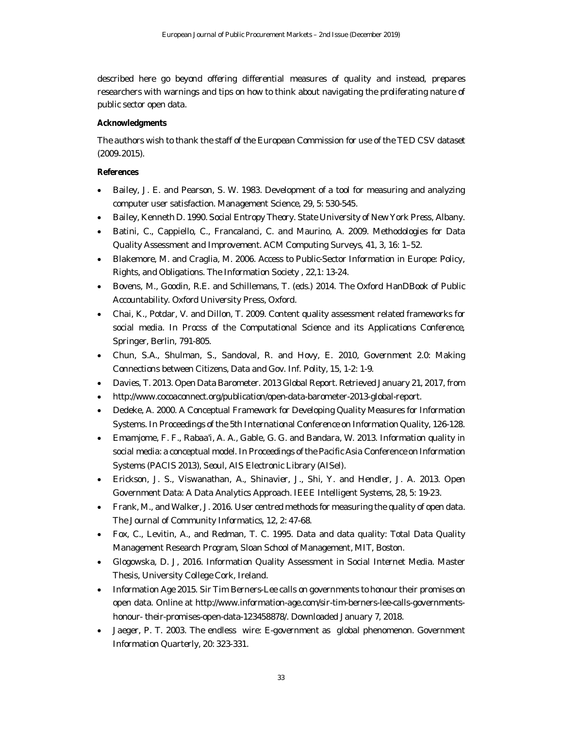described here go beyond offering differential measures of quality and instead, prepares researchers with warnings and tips on how to think about navigating the proliferating nature of public sector open data.

**Acknowledgments**

The authors wish to thank the staff of the European Commission for use of the TED CSV dataset (2009-2015).

**References**

- Bailey, J. E. and Pearson, S. W. 1983. Development of a tool for measuring and analyzing computer user satisfaction. Management Science, 29, 5: 530-545.
- Bailey, Kenneth D. 1990. Social Entropy Theory. State University of New York Press, Albany.
- Batini, C., Cappiello, C., Francalanci, C. and Maurino, A. 2009. Methodologies for Data Quality Assessment and Improvement. ACM Computing Surveys, 41, 3, 16: 1–52.
- Blakemore, M. and Craglia, M. 2006. Access to Public-Sector Information in Europe: Policy, Rights, and Obligations. The Information Society , 22,1: 13-24.
- Bovens, M., Goodin, R.E. and Schillemans, T. (eds.) 2014. The Oxford HanDBook of Public Accountability. Oxford University Press, Oxford.
- Chai, K., Potdar, V. and Dillon, T. 2009. Content quality assessment related frameworks for social media. In Procss of the Computational Science and its Applications Conference, Springer, Berlin, 791-805.
- Chun, S.A., Shulman, S., Sandoval, R. and Hovy, E. 2010, Government 2.0: Making Connections between Citizens, Data and Gov. Inf. Polity, 15, 1-2: 1-9.
- Davies, T. 2013. Open Data Barometer. 2013 Global Report. Retrieved January 21, 2017, from
- http://www.cocoaconnect.org/publication/open-data-barometer-2013-global-report.
- Dedeke, A. 2000. A Conceptual Framework for Developing Quality Measures for Information Systems. In Proceedings of the 5th International Conference on Information Quality, 126-128.
- Emamjome, F. F., Rabaa'i, A. A., Gable, G. G. and Bandara, W. 2013. Information quality in social media: a conceptual model. In Proceedings of the Pacific Asia Conference on Information Systems (PACIS 2013), Seoul, AIS Electronic Library (AISel).
- Erickson, J. S., Viswanathan, A., Shinavier, J., Shi, Y. and Hendler, J. A. 2013. Open Government Data: A Data Analytics Approach. IEEE Intelligent Systems, 28, 5: 19-23.
- Frank, M., and Walker, J. 2016. User centred methods for measuring the quality of open data. The Journal of Community Informatics, 12, 2: 47-68.
- Fox, C., Levitin, A., and Redman, T. C. 1995. Data and data quality: Total Data Quality Management Research Program, Sloan School of Management, MIT, Boston.
- Glogowska, D. J, 2016. Information Quality Assessment in Social Internet Media. Master Thesis, University College Cork, Ireland.
- Information Age 2015. Sir Tim Berners-Lee calls on governments to honour their promises on open data. Online at http://www.information-age.com/sir-tim-berners-lee-calls-governments-honour- their-promises-open-data-123458878/. Downloaded January 7, 2018.
- Jaeger, P. T. 2003. The endless wire: E-government as global phenomenon. Government Information Quarterly, 20: 323-331.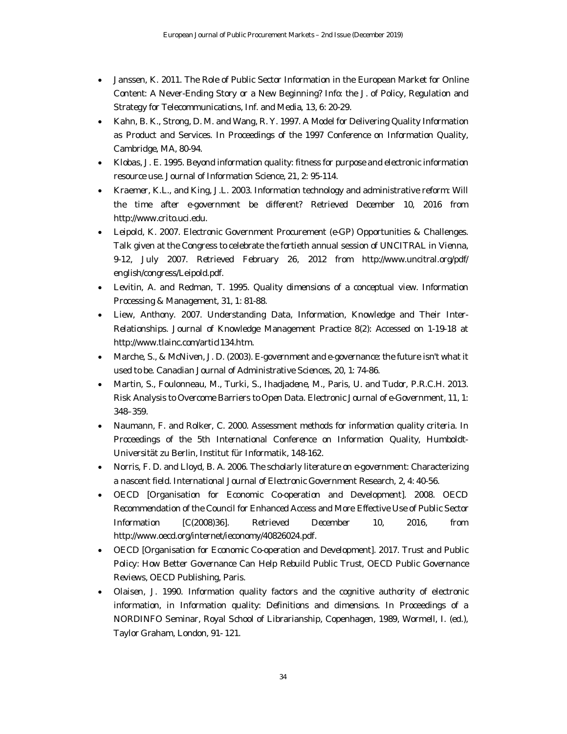- Janssen, K. 2011. The Role of Public Sector Information in the European Market for Online Content: A Never-Ending Story or a New Beginning? Info: the J. of Policy, Regulation and Strategy for Telecommunications, Inf. and Media, 13, 6: 20-29.
- Kahn, B. K., Strong, D. M. and Wang, R. Y. 1997. A Model for Delivering Quality Information as Product and Services. In Proceedings of the 1997 Conference on Information Quality, Cambridge, MA, 80-94.
- Klobas, J. E. 1995. Beyond information quality: fitness for purpose and electronic information resource use. Journal of Information Science, 21, 2: 95-114.
- Kraemer, K.L., and King, J.L. 2003. Information technology and administrative reform: Will the time after e-government be different? Retrieved December 10, 2016 from http://www.crito.uci.edu.
- Leipold, K. 2007. Electronic Government Procurement (e-GP) Opportunities & Challenges. Talk given at the Congress to celebrate the fortieth annual session of UNCITRAL in Vienna, 9-12, July 2007. Retrieved February 26, 2012 from http://www.uncitral.org/pdf/english/congress/Leipold.pdf.
- Levitin, A. and Redman, T. 1995. Quality dimensions of a conceptual view. Information Processing & Management, 31, 1: 81-88.
- Liew, Anthony. 2007. Understanding Data, Information, Knowledge and Their Inter-Relationships. Journal of Knowledge Management Practice 8(2): Accessed on 1-19-18 at http://www.tlainc.com/articl134.htm.
- Marche, S., & McNiven, J. D. (2003). E-government and e-governance: the future isn't what it used to be. Canadian Journal of Administrative Sciences, 20, 1: 74-86.
- Martin, S., Foulonneau, M., Turki, S., Ihadjadene, M., Paris, U. and Tudor, P.R.C.H. 2013. Risk Analysis to Overcome Barriers to Open Data. Electronic Journal of e-Government, 11, 1: 348–359.
- Naumann, F. and Rolker, C. 2000. Assessment methods for information quality criteria. In Proceedings of the 5th International Conference on Information Quality, Humboldt-Universität zu Berlin, Institut für Informatik, 148-162.
- Norris, F. D. and Lloyd, B. A. 2006. The scholarly literature on e-government: Characterizing a nascent field. International Journal of Electronic Government Research, 2, 4: 40-56.
- OECD [Organisation for Economic Co-operation and Development]. 2008. OECD Recommendation of the Council for Enhanced Access and More Effective Use of Public Sector Information [C(2008)36]. Retrieved December 10, 2016, from http://www.oecd.org/internet/ieconomy/40826024.pdf.
- OECD [Organisation for Economic Co-operation and Development]. 2017. Trust and Public Policy: How Better Governance Can Help Rebuild Public Trust, OECD Public Governance Reviews, OECD Publishing, Paris.
- Olaisen, J. 1990. Information quality factors and the cognitive authority of electronic information, in Information quality: Definitions and dimensions. In Proceedings of a NORDINFO Seminar, Royal School of Librarianship, Copenhagen, 1989, Wormell, I. (ed.), Taylor Graham, London, 91- 121.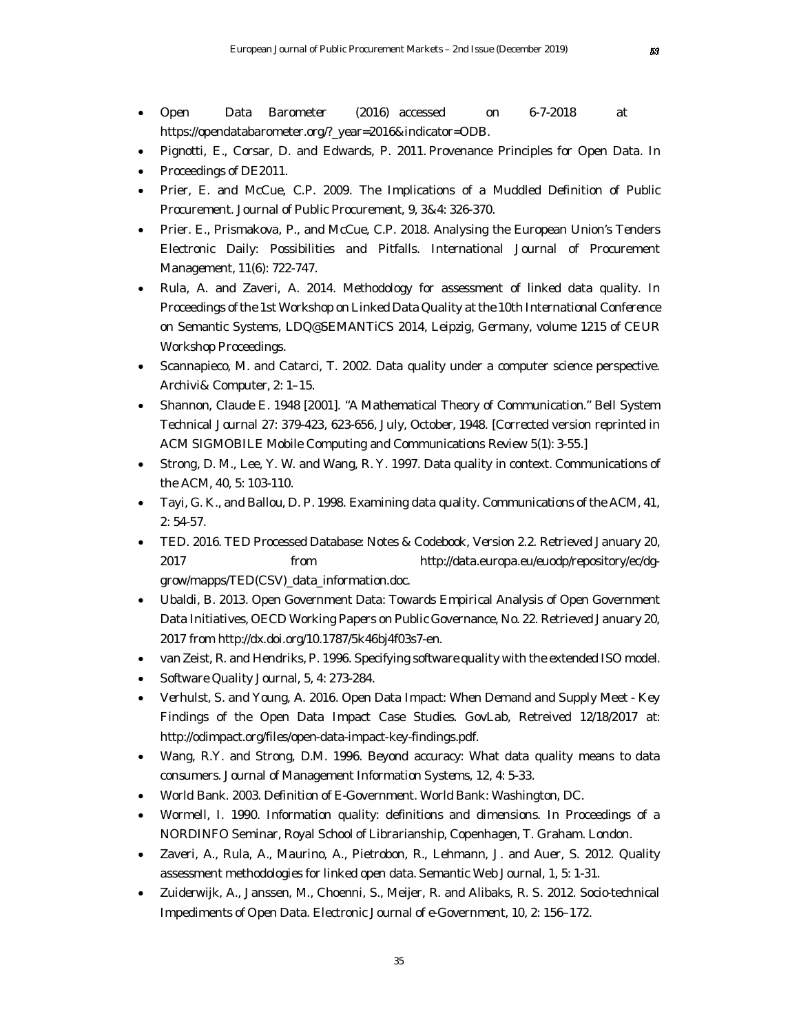- Open Data Barometer (2016) accessed on 6-7-2018 at https://opendatabarometer.org/?_year=2016&indicator=ODB.
- Pignotti, E., Corsar, D. and Edwards, P. 2011. Provenance Principles for Open Data. In
- Proceedings of DE2011.
- Prier, E. and McCue, C.P. 2009. The Implications of a Muddled Definition of Public Procurement. Journal of Public Procurement, 9, 3&4: 326-370.
- Prier. E., Prismakova, P., and McCue, C.P. 2018. Analysing the European Union's Tenders Electronic Daily: Possibilities and Pitfalls. International Journal of Procurement Management, 11(6): 722-747.
- Rula, A. and Zaveri, A. 2014. Methodology for assessment of linked data quality. In Proceedings of the 1st Workshop on Linked Data Quality at the 10th International Conference on Semantic Systems, LDQ@SEMANTiCS 2014, Leipzig, Germany, volume 1215 of CEUR Workshop Proceedings.
- Scannapieco, M. and Catarci, T. 2002. Data quality under a computer science perspective. Archivi& Computer, 2: 1–15.
- Shannon, Claude E. 1948 [2001]. "A Mathematical Theory of Communication." Bell System Technical Journal 27: 379-423, 623-656, July, October, 1948. [Corrected version reprinted in ACM SIGMOBILE Mobile Computing and Communications Review 5(1): 3-55.]
- Strong, D. M., Lee, Y. W. and Wang, R. Y. 1997. Data quality in context. Communications of the ACM, 40, 5: 103-110.
- Tayi, G. K., and Ballou, D. P. 1998. Examining data quality. Communications of the ACM, 41, 2: 54-57.
- TED. 2016. TED Processed Database: Notes & Codebook, Version 2.2. Retrieved January 20, 2017 from http://data.europa.eu/euodp/repository/ec/dg-grow/mapps/TED(CSV)_data_information.doc.
- Ubaldi, B. 2013. Open Government Data: Towards Empirical Analysis of Open Government Data Initiatives, OECD Working Papers on Public Governance, No. 22. Retrieved January 20, 2017 from http://dx.doi.org/10.1787/5k46bj4f03s7-en.
- van Zeist, R. and Hendriks, P. 1996. Specifying software quality with the extended ISO model.
- Software Quality Journal, 5, 4: 273-284.
- Verhulst, S. and Young, A. 2016. Open Data Impact: When Demand and Supply Meet - Key Findings of the Open Data Impact Case Studies. GovLab, Retreived 12/18/2017 at: http://odimpact.org/files/open-data-impact-key-findings.pdf.
- Wang, R.Y. and Strong, D.M. 1996. Beyond accuracy: What data quality means to data consumers. Journal of Management Information Systems, 12, 4: 5-33.
- World Bank. 2003. Definition of E-Government. World Bank: Washington, DC.
- Wormell, I. 1990. Information quality: definitions and dimensions. In Proceedings of a NORDINFO Seminar, Royal School of Librarianship, Copenhagen, T. Graham. London.
- Zaveri, A., Rula, A., Maurino, A., Pietrobon, R., Lehmann, J. and Auer, S. 2012. Quality assessment methodologies for linked open data. Semantic Web Journal, 1, 5: 1-31.
- Zuiderwijk, A., Janssen, M., Choenni, S., Meijer, R. and Alibaks, R. S. 2012. Socio-technical Impediments of Open Data. Electronic Journal of e-Government, 10, 2: 156–172.